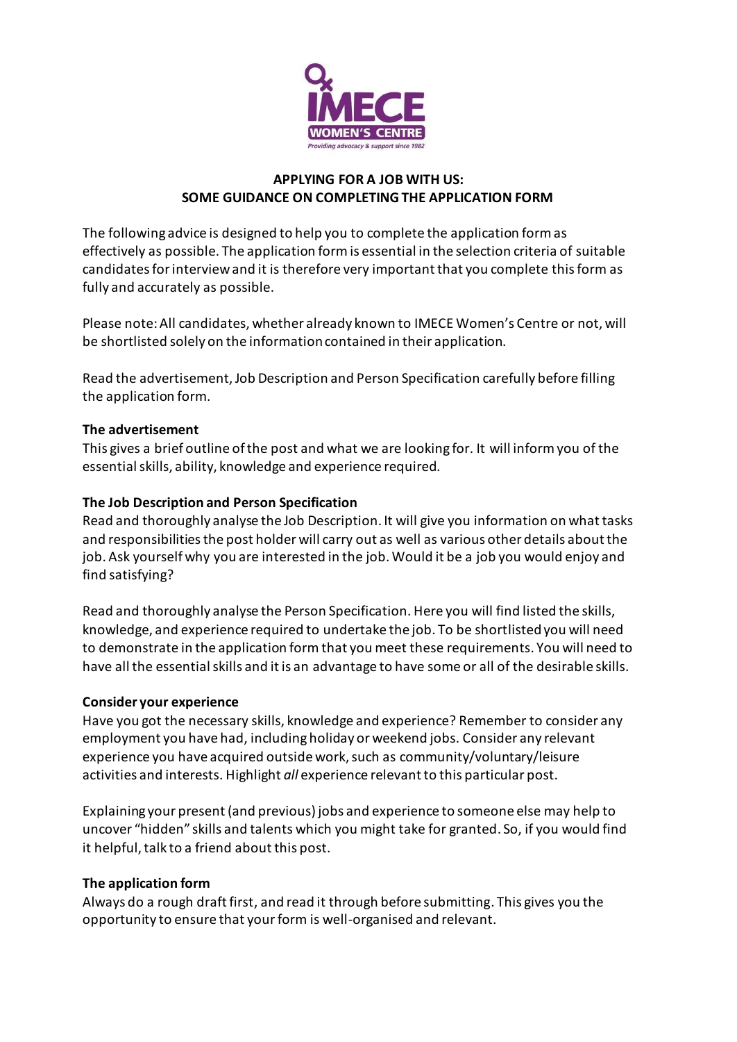## APPLYING FOR A JOB WITH US:
## SOME GUIDANCE ON COMPLETING THE APPLICATION FORM

The following advice is designed to help you to complete the application form as effectively as possible. The application form is essential in the selection criteria of suitable candidates for interview and it is therefore very important that you complete this form as fully and accurately as possible.

Please note: All candidates, whether already known to IMECE Women's Centre or not, will be shortlisted solely on the information contained in their application.

Read the advertisement, Job Description and Person Specification carefully before filling the application form.

### The advertisement

This gives a brief outline of the post and what we are looking for. It will inform you of the essential skills, ability, knowledge and experience required.

### The Job Description and Person Specification

Read and thoroughly analyse the Job Description. It will give you information on what tasks and responsibilities the post holder will carry out as well as various other details about the job. Ask yourself why you are interested in the job. Would it be a job you would enjoy and find satisfying?

Read and thoroughly analyse the Person Specification. Here you will find listed the skills, knowledge, and experience required to undertake the job. To be shortlisted you will need to demonstrate in the application form that you meet these requirements. You will need to have all the essential skills and it is an advantage to have some or all of the desirable skills.

### Consider your experience

Have you got the necessary skills, knowledge and experience? Remember to consider any employment you have had, including holiday or weekend jobs. Consider any relevant experience you have acquired outside work, such as community/voluntary/leisure activities and interests. Highlight *all* experience relevant to this particular post.

Explaining your present (and previous) jobs and experience to someone else may help to uncover "hidden" skills and talents which you might take for granted. So, if you would find it helpful, talk to a friend about this post.

### The application form

Always do a rough draft first, and read it through before submitting. This gives you the opportunity to ensure that your form is well-organised and relevant.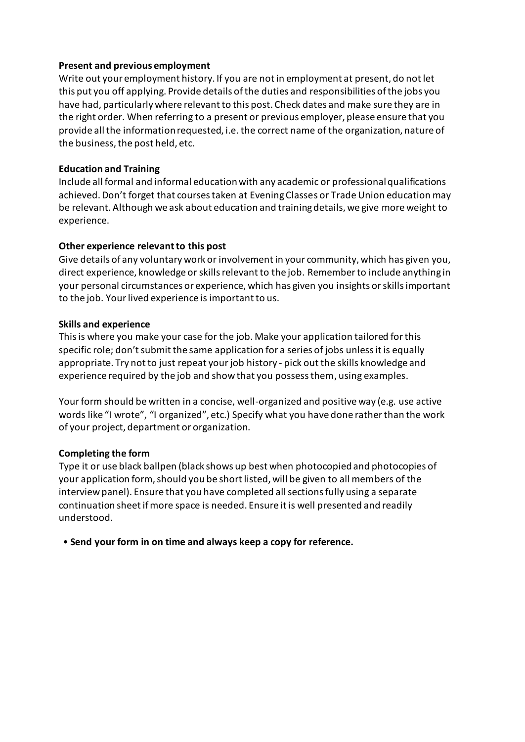**Present and previous employment**

Write out your employment history. If you are not in employment at present, do not let this put you off applying. Provide details of the duties and responsibilities of the jobs you have had, particularly where relevant to this post. Check dates and make sure they are in the right order. When referring to a present or previous employer, please ensure that you provide all the information requested, i.e. the correct name of the organization, nature of the business, the post held, etc.

**Education and Training**

Include all formal and informal education with any academic or professional qualifications achieved. Don't forget that courses taken at Evening Classes or Trade Union education may be relevant. Although we ask about education and training details, we give more weight to experience.

**Other experience relevant to this post**

Give details of any voluntary work or involvement in your community, which has given you, direct experience, knowledge or skills relevant to the job. Remember to include anything in your personal circumstances or experience, which has given you insights or skills important to the job. Your lived experience is important to us.

**Skills and experience**

This is where you make your case for the job. Make your application tailored for this specific role; don't submit the same application for a series of jobs unless it is equally appropriate. Try not to just repeat your job history - pick out the skills knowledge and experience required by the job and show that you possess them, using examples.

Your form should be written in a concise, well-organized and positive way (e.g. use active words like "I wrote", "I organized", etc.) Specify what you have done rather than the work of your project, department or organization.

**Completing the form**

Type it or use black ballpen (black shows up best when photocopied and photocopies of your application form, should you be short listed, will be given to all members of the interview panel). Ensure that you have completed all sections fully using a separate continuation sheet if more space is needed. Ensure it is well presented and readily understood.

- **Send your form in on time and always keep a copy for reference.**